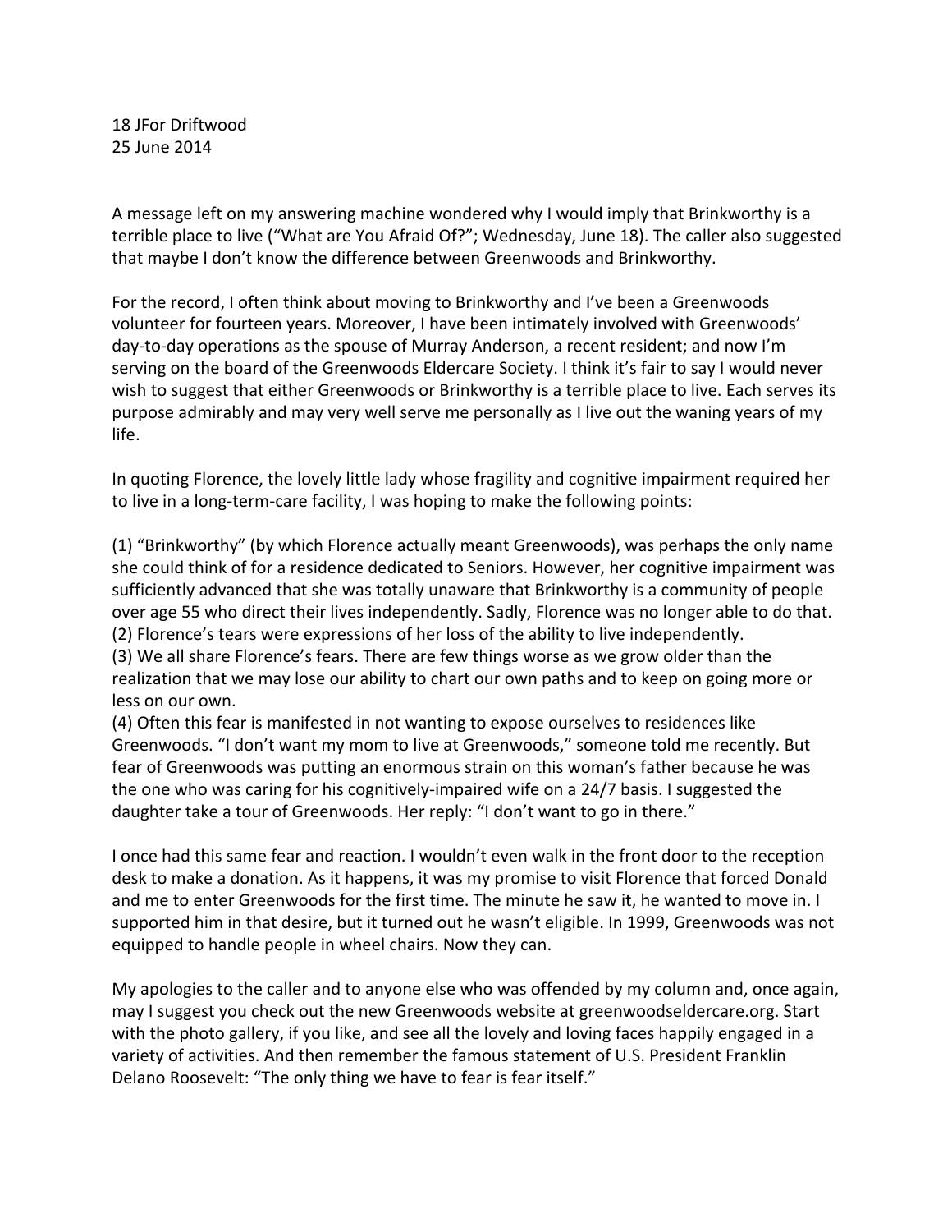18 JFor Driftwood
25 June 2014

A message left on my answering machine wondered why I would imply that Brinkworthy is a terrible place to live ("What are You Afraid Of?"; Wednesday, June 18). The caller also suggested that maybe I don't know the difference between Greenwoods and Brinkworthy.

For the record, I often think about moving to Brinkworthy and I've been a Greenwoods volunteer for fourteen years. Moreover, I have been intimately involved with Greenwoods' day-to-day operations as the spouse of Murray Anderson, a recent resident; and now I'm serving on the board of the Greenwoods Eldercare Society. I think it's fair to say I would never wish to suggest that either Greenwoods or Brinkworthy is a terrible place to live. Each serves its purpose admirably and may very well serve me personally as I live out the waning years of my life.

In quoting Florence, the lovely little lady whose fragility and cognitive impairment required her to live in a long-term-care facility, I was hoping to make the following points:

(1) "Brinkworthy" (by which Florence actually meant Greenwoods), was perhaps the only name she could think of for a residence dedicated to Seniors. However, her cognitive impairment was sufficiently advanced that she was totally unaware that Brinkworthy is a community of people over age 55 who direct their lives independently. Sadly, Florence was no longer able to do that.
(2) Florence's tears were expressions of her loss of the ability to live independently.
(3) We all share Florence's fears. There are few things worse as we grow older than the realization that we may lose our ability to chart our own paths and to keep on going more or less on our own.
(4) Often this fear is manifested in not wanting to expose ourselves to residences like Greenwoods. "I don't want my mom to live at Greenwoods," someone told me recently. But fear of Greenwoods was putting an enormous strain on this woman's father because he was the one who was caring for his cognitively-impaired wife on a 24/7 basis. I suggested the daughter take a tour of Greenwoods. Her reply: "I don't want to go in there."

I once had this same fear and reaction. I wouldn't even walk in the front door to the reception desk to make a donation. As it happens, it was my promise to visit Florence that forced Donald and me to enter Greenwoods for the first time. The minute he saw it, he wanted to move in. I supported him in that desire, but it turned out he wasn't eligible. In 1999, Greenwoods was not equipped to handle people in wheel chairs. Now they can.

My apologies to the caller and to anyone else who was offended by my column and, once again, may I suggest you check out the new Greenwoods website at greenwoodseldercare.org. Start with the photo gallery, if you like, and see all the lovely and loving faces happily engaged in a variety of activities. And then remember the famous statement of U.S. President Franklin Delano Roosevelt: "The only thing we have to fear is fear itself."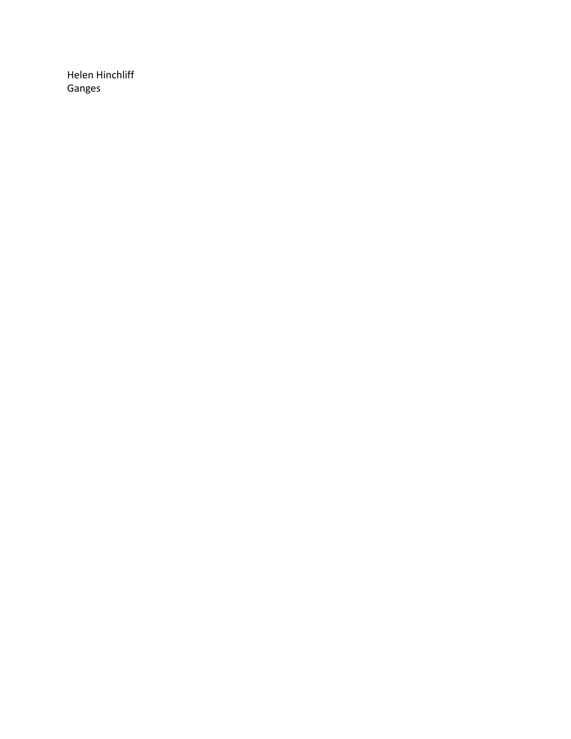Helen Hinchliff
Ganges